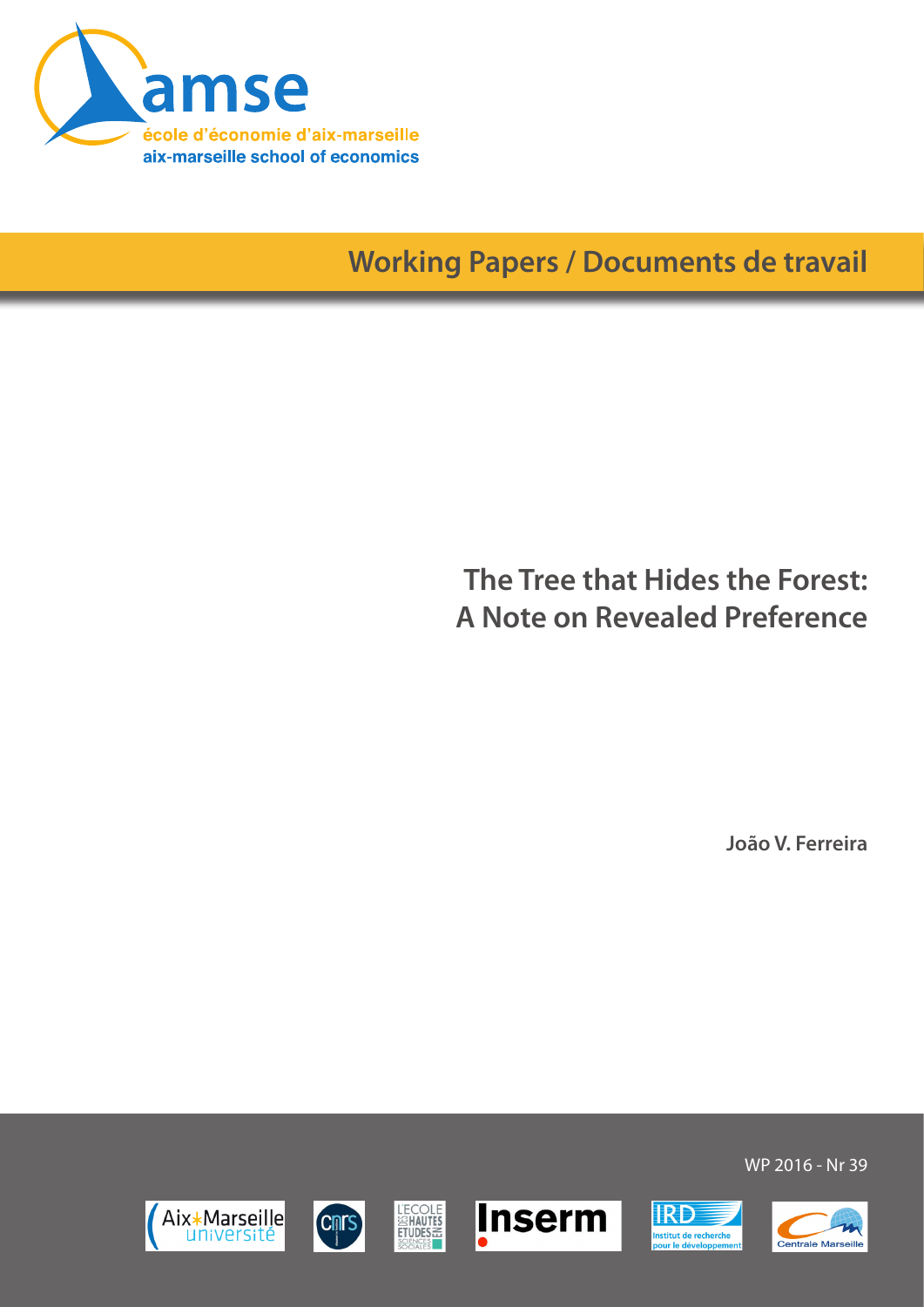amse

école d'économie d'aix-marseille

aix-marseille school of economics

Working Papers / Documents de travail

# The Tree that Hides the Forest: A Note on Revealed Preference

**João V. Ferreira**

WP 2016 - Nr 39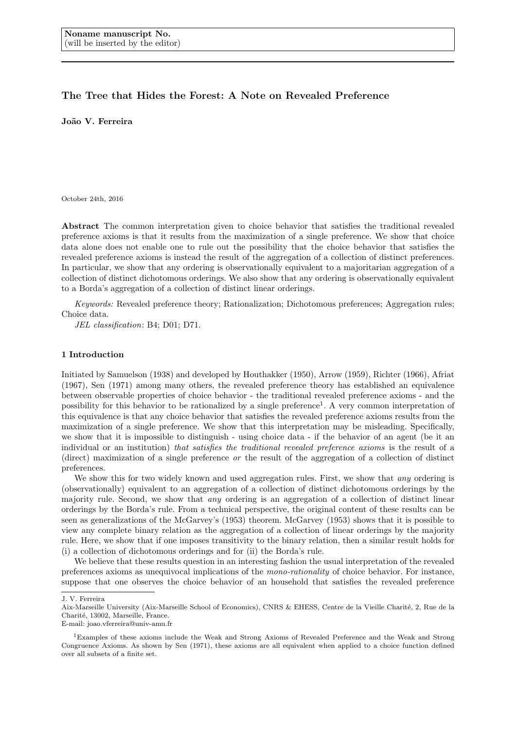Noname manuscript No.
(will be inserted by the editor)

# The Tree that Hides the Forest: A Note on Revealed Preference

**João V. Ferreira**

October 24th, 2016

**Abstract** The common interpretation given to choice behavior that satisfies the traditional revealed preference axioms is that it results from the maximization of a single preference. We show that choice data alone does not enable one to rule out the possibility that the choice behavior that satisfies the revealed preference axioms is instead the result of the aggregation of a collection of distinct preferences. In particular, we show that any ordering is observationally equivalent to a majoritarian aggregation of a collection of distinct dichotomous orderings. We also show that any ordering is observationally equivalent to a Borda's aggregation of a collection of distinct linear orderings.

*Keywords:* Revealed preference theory; Rationalization; Dichotomous preferences; Aggregation rules; Choice data.

*JEL classification*: B4; D01; D71.

## 1 Introduction

Initiated by Samuelson (1938) and developed by Houthakker (1950), Arrow (1959), Richter (1966), Afriat (1967), Sen (1971) among many others, the revealed preference theory has established an equivalence between observable properties of choice behavior - the traditional revealed preference axioms - and the possibility for this behavior to be rationalized by a single preference[1]. A very common interpretation of this equivalence is that any choice behavior that satisfies the revealed preference axioms results from the maximization of a single preference. We show that this interpretation may be misleading. Specifically, we show that it is impossible to distinguish - using choice data - if the behavior of an agent (be it an individual or an institution) *that satisfies the traditional revealed preference axioms* is the result of a (direct) maximization of a single preference *or* the result of the aggregation of a collection of distinct preferences.

We show this for two widely known and used aggregation rules. First, we show that *any* ordering is (observationally) equivalent to an aggregation of a collection of distinct dichotomous orderings by the majority rule. Second, we show that *any* ordering is an aggregation of a collection of distinct linear orderings by the Borda's rule. From a technical perspective, the original content of these results can be seen as generalizations of the McGarvey's (1953) theorem. McGarvey (1953) shows that it is possible to view any complete binary relation as the aggregation of a collection of linear orderings by the majority rule. Here, we show that if one imposes transitivity to the binary relation, then a similar result holds for (i) a collection of dichotomous orderings and for (ii) the Borda's rule.

We believe that these results question in an interesting fashion the usual interpretation of the revealed preferences axioms as unequivocal implications of the *mono-rationality* of choice behavior. For instance, suppose that one observes the choice behavior of an household that satisfies the revealed preference

J. V. Ferreira
Aix-Marseille University (Aix-Marseille School of Economics), CNRS & EHESS, Centre de la Vieille Charité, 2, Rue de la Charité, 13002, Marseille, France.
E-mail: joao.vferreira@univ-amu.fr

[1] Examples of these axioms include the Weak and Strong Axioms of Revealed Preference and the Weak and Strong Congruence Axioms. As shown by Sen (1971), these axioms are all equivalent when applied to a choice function defined over all subsets of a finite set.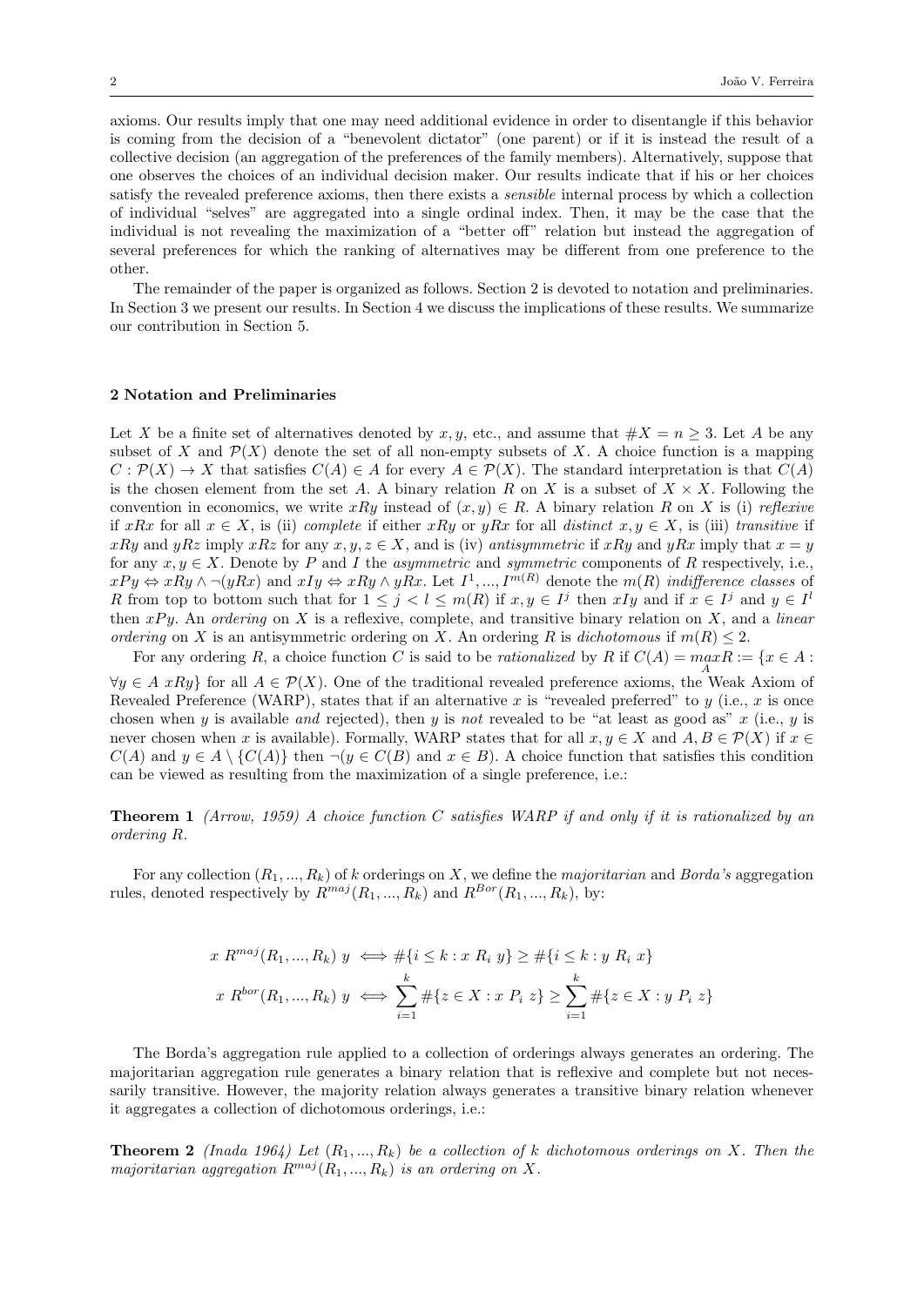axioms. Our results imply that one may need additional evidence in order to disentangle if this behavior is coming from the decision of a "benevolent dictator" (one parent) or if it is instead the result of a collective decision (an aggregation of the preferences of the family members). Alternatively, suppose that one observes the choices of an individual decision maker. Our results indicate that if his or her choices satisfy the revealed preference axioms, then there exists a *sensible* internal process by which a collection of individual "selves" are aggregated into a single ordinal index. Then, it may be the case that the individual is not revealing the maximization of a "better off" relation but instead the aggregation of several preferences for which the ranking of alternatives may be different from one preference to the other.

The remainder of the paper is organized as follows. Section 2 is devoted to notation and preliminaries. In Section 3 we present our results. In Section 4 we discuss the implications of these results. We summarize our contribution in Section 5.

## 2 Notation and Preliminaries

Let $X$ be a finite set of alternatives denoted by $x, y$, etc., and assume that $\#X = n \geq 3$. Let $A$ be any subset of $X$ and $\mathcal{P}(X)$ denote the set of all non-empty subsets of $X$. A choice function is a mapping $C : \mathcal{P}(X) \rightarrow X$ that satisfies $C(A) \in A$ for every $A \in \mathcal{P}(X)$. The standard interpretation is that $C(A)$ is the chosen element from the set $A$. A binary relation $R$ on $X$ is a subset of $X \times X$. Following the convention in economics, we write $xRy$ instead of $(x, y) \in R$. A binary relation $R$ on $X$ is (i) *reflexive* if $xRx$ for all $x \in X$, is (ii) *complete* if either $xRy$ or $yRx$ for all *distinct* $x, y \in X$, is (iii) *transitive* if $xRy$ and $yRz$ imply $xRz$ for any $x, y, z \in X$, and is (iv) *antisymmetric* if $xRy$ and $yRx$ imply that $x = y$ for any $x, y \in X$. Denote by $P$ and $I$ the *asymmetric* and *symmetric* components of $R$ respectively, i.e., $xPy \Leftrightarrow xRy \wedge \neg(yRx)$ and $xIy \Leftrightarrow xRy \wedge yRx$. Let $I^1, ..., I^{m(R)}$ denote the $m(R)$ *indifference classes* of $R$ from top to bottom such that for $1 \leq j < l \leq m(R)$ if $x, y \in I^j$ then $xIy$ and if $x \in I^j$ and $y \in I^l$ then $xPy$. An *ordering* on $X$ is a reflexive, complete, and transitive binary relation on $X$, and a *linear ordering* on $X$ is an antisymmetric ordering on $X$. An ordering $R$ is *dichotomous* if $m(R) \leq 2$.

For any ordering $R$, a choice function $C$ is said to be *rationalized* by $R$ if $C(A) = \max_A R := \{x \in A : \forall y \in A \; xRy\}$ for all $A \in \mathcal{P}(X)$. One of the traditional revealed preference axioms, the Weak Axiom of Revealed Preference (WARP), states that if an alternative $x$ is "revealed preferred" to $y$ (i.e., $x$ is once chosen when $y$ is available *and* rejected), then $y$ is *not* revealed to be "at least as good as" $x$ (i.e., $y$ is never chosen when $x$ is available). Formally, WARP states that for all $x, y \in X$ and $A, B \in \mathcal{P}(X)$ if $x \in C(A)$ and $y \in A \setminus \{C(A)\}$ then $\neg(y \in C(B)$ and $x \in B)$. A choice function that satisfies this condition can be viewed as resulting from the maximization of a single preference, i.e.:

**Theorem 1** *(Arrow, 1959) A choice function $C$ satisfies WARP if and only if it is rationalized by an ordering $R$.*

For any collection $(R_1, ..., R_k)$ of $k$ orderings on $X$, we define the *majoritarian* and *Borda's* aggregation rules, denoted respectively by $R^{maj}(R_1, ..., R_k)$ and $R^{Bor}(R_1, ..., R_k)$, by:

$$x \; R^{maj}(R_1, ..., R_k) \; y \iff \#\{i \leq k : x \; R_i \; y\} \geq \#\{i \leq k : y \; R_i \; x\}$$

$$x \; R^{bor}(R_1, ..., R_k) \; y \iff \sum_{i=1}^{k} \#\{z \in X : x \; P_i \; z\} \geq \sum_{i=1}^{k} \#\{z \in X : y \; P_i \; z\}$$

The Borda's aggregation rule applied to a collection of orderings always generates an ordering. The majoritarian aggregation rule generates a binary relation that is reflexive and complete but not necessarily transitive. However, the majority relation always generates a transitive binary relation whenever it aggregates a collection of dichotomous orderings, i.e.:

**Theorem 2** *(Inada 1964) Let $(R_1, ..., R_k)$ be a collection of $k$ dichotomous orderings on $X$. Then the majoritarian aggregation $R^{maj}(R_1, ..., R_k)$ is an ordering on $X$.*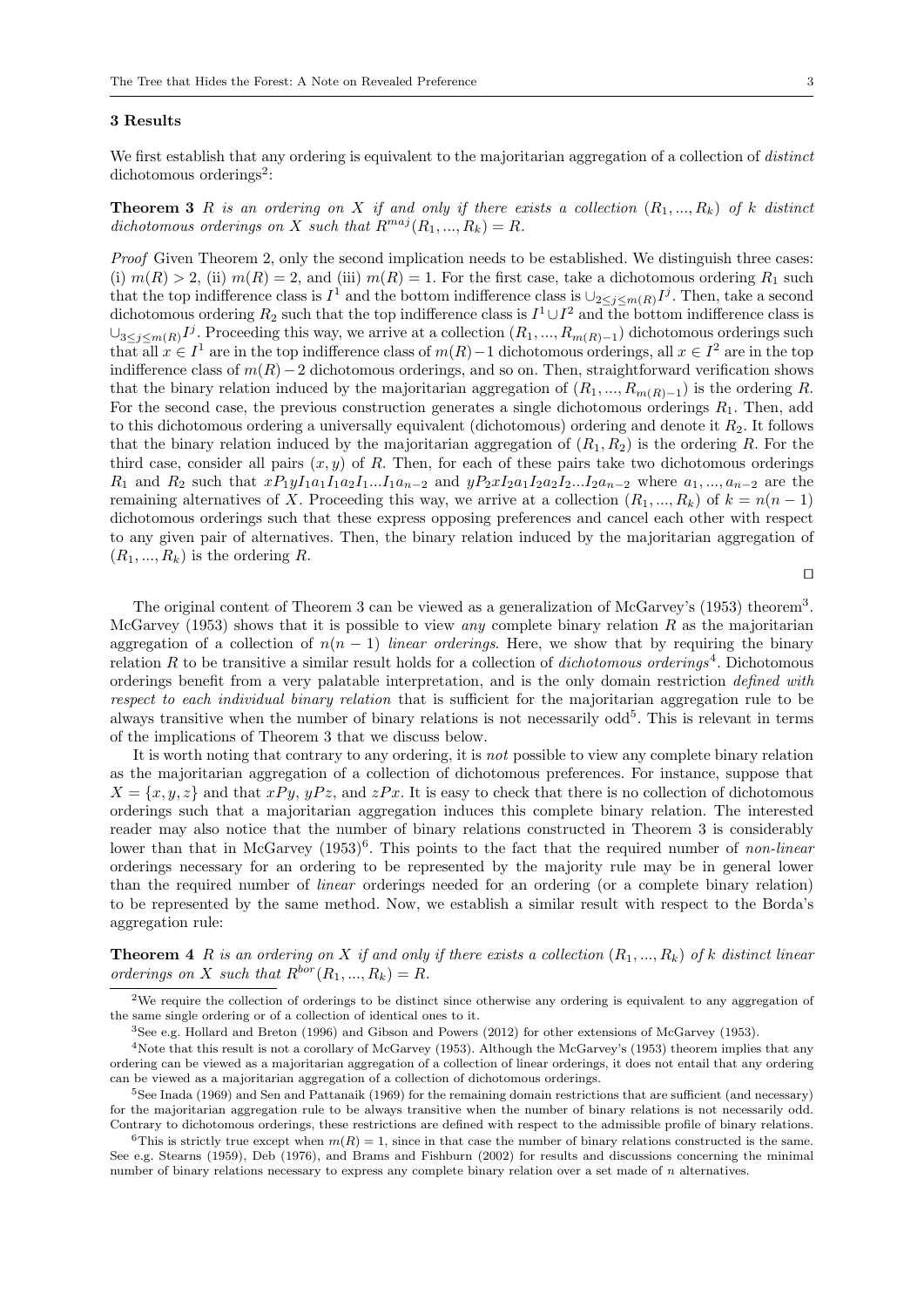### 3 Results

We first establish that any ordering is equivalent to the majoritarian aggregation of a collection of *distinct* dichotomous orderings[2]:

**Theorem 3** *$R$ is an ordering on $X$ if and only if there exists a collection $(R_1, ..., R_k)$ of $k$ distinct dichotomous orderings on $X$ such that $R^{maj}(R_1, ..., R_k) = R$.*

*Proof* Given Theorem 2, only the second implication needs to be established. We distinguish three cases: (i) $m(R) > 2$, (ii) $m(R) = 2$, and (iii) $m(R) = 1$. For the first case, take a dichotomous ordering $R_1$ such that the top indifference class is $I^1$ and the bottom indifference class is $\cup_{2 \leq j \leq m(R)} I^j$. Then, take a second dichotomous ordering $R_2$ such that the top indifference class is $I^1 \cup I^2$ and the bottom indifference class is $\cup_{3 \leq j \leq m(R)} I^j$. Proceeding this way, we arrive at a collection $(R_1, ..., R_{m(R)-1})$ dichotomous orderings such that all $x \in I^1$ are in the top indifference class of $m(R)-1$ dichotomous orderings, all $x \in I^2$ are in the top indifference class of $m(R)-2$ dichotomous orderings, and so on. Then, straightforward verification shows that the binary relation induced by the majoritarian aggregation of $(R_1, ..., R_{m(R)-1})$ is the ordering $R$. For the second case, the previous construction generates a single dichotomous orderings $R_1$. Then, add to this dichotomous ordering a universally equivalent (dichotomous) ordering and denote it $R_2$. It follows that the binary relation induced by the majoritarian aggregation of $(R_1, R_2)$ is the ordering $R$. For the third case, consider all pairs $(x, y)$ of $R$. Then, for each of these pairs take two dichotomous orderings $R_1$ and $R_2$ such that $xP_1yI_1a_1I_1a_2I_1...I_1a_{n-2}$ and $yP_2xI_2a_1I_2a_2I_2...I_2a_{n-2}$ where $a_1, ..., a_{n-2}$ are the remaining alternatives of $X$. Proceeding this way, we arrive at a collection $(R_1, ..., R_k)$ of $k = n(n-1)$ dichotomous orderings such that these express opposing preferences and cancel each other with respect to any given pair of alternatives. Then, the binary relation induced by the majoritarian aggregation of $(R_1, ..., R_k)$ is the ordering $R$.

□

The original content of Theorem 3 can be viewed as a generalization of McGarvey's (1953) theorem[3]. McGarvey (1953) shows that it is possible to view *any* complete binary relation $R$ as the majoritarian aggregation of a collection of $n(n-1)$ *linear orderings*. Here, we show that by requiring the binary relation $R$ to be transitive a similar result holds for a collection of *dichotomous orderings*[4]. Dichotomous orderings benefit from a very palatable interpretation, and is the only domain restriction *defined with respect to each individual binary relation* that is sufficient for the majoritarian aggregation rule to be always transitive when the number of binary relations is not necessarily odd[5]. This is relevant in terms of the implications of Theorem 3 that we discuss below.

It is worth noting that contrary to any ordering, it is *not* possible to view any complete binary relation as the majoritarian aggregation of a collection of dichotomous preferences. For instance, suppose that $X = \{x, y, z\}$ and that $xPy$, $yPz$, and $zPx$. It is easy to check that there is no collection of dichotomous orderings such that a majoritarian aggregation induces this complete binary relation. The interested reader may also notice that the number of binary relations constructed in Theorem 3 is considerably lower than that in McGarvey (1953)[6]. This points to the fact that the required number of *non-linear* orderings necessary for an ordering to be represented by the majority rule may be in general lower than the required number of *linear* orderings needed for an ordering (or a complete binary relation) to be represented by the same method. Now, we establish a similar result with respect to the Borda's aggregation rule:

**Theorem 4** *$R$ is an ordering on $X$ if and only if there exists a collection $(R_1, ..., R_k)$ of $k$ distinct linear orderings on $X$ such that $R^{bor}(R_1, ..., R_k) = R$.*

---

[2] We require the collection of orderings to be distinct since otherwise any ordering is equivalent to any aggregation of the same single ordering or of a collection of identical ones to it.

[3] See e.g. Hollard and Breton (1996) and Gibson and Powers (2012) for other extensions of McGarvey (1953).

[4] Note that this result is not a corollary of McGarvey (1953). Although the McGarvey's (1953) theorem implies that any ordering can be viewed as a majoritarian aggregation of a collection of linear orderings, it does not entail that any ordering can be viewed as a majoritarian aggregation of a collection of dichotomous orderings.

[5] See Inada (1969) and Sen and Pattanaik (1969) for the remaining domain restrictions that are sufficient (and necessary) for the majoritarian aggregation rule to be always transitive when the number of binary relations is not necessarily odd. Contrary to dichotomous orderings, these restrictions are defined with respect to the admissible profile of binary relations.

[6] This is strictly true except when $m(R) = 1$, since in that case the number of binary relations constructed is the same. See e.g. Stearns (1959), Deb (1976), and Brams and Fishburn (2002) for results and discussions concerning the minimal number of binary relations necessary to express any complete binary relation over a set made of $n$ alternatives.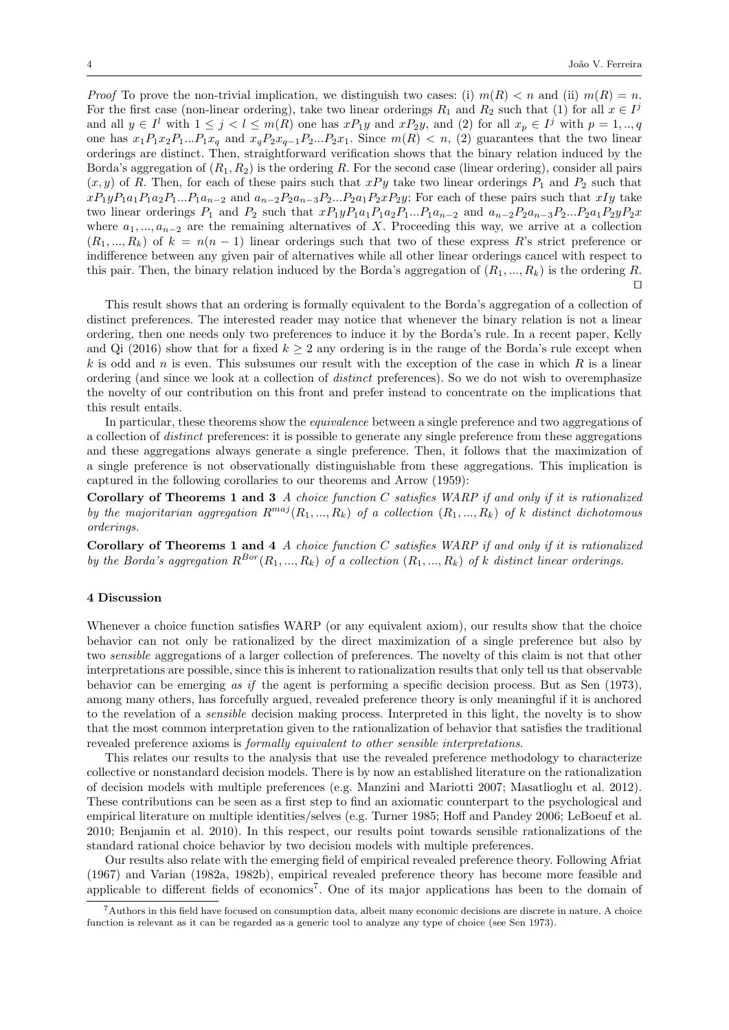*Proof* To prove the non-trivial implication, we distinguish two cases: (i) $m(R) < n$ and (ii) $m(R) = n$. For the first case (non-linear ordering), take two linear orderings $R_1$ and $R_2$ such that (1) for all $x \in I^j$ and all $y \in I^l$ with $1 \leq j < l \leq m(R)$ one has $xP_1y$ and $xP_2y$, and (2) for all $x_p \in I^j$ with $p = 1, .., q$ one has $x_1P_1x_2P_1...P_1x_q$ and $x_qP_2x_{q-1}P_2...P_2x_1$. Since $m(R) < n$, (2) guarantees that the two linear orderings are distinct. Then, straightforward verification shows that the binary relation induced by the Borda's aggregation of $(R_1, R_2)$ is the ordering $R$. For the second case (linear ordering), consider all pairs $(x, y)$ of $R$. Then, for each of these pairs such that $xPy$ take two linear orderings $P_1$ and $P_2$ such that $xP_1yP_1a_1P_1a_2P_1...P_1a_{n-2}$ and $a_{n-2}P_2a_{n-3}P_2...P_2a_1P_2xP_2y$; For each of these pairs such that $xIy$ take two linear orderings $P_1$ and $P_2$ such that $xP_1yP_1a_1P_1a_2P_1...P_1a_{n-2}$ and $a_{n-2}P_2a_{n-3}P_2...P_2a_1P_2yP_2x$ where $a_1, ..., a_{n-2}$ are the remaining alternatives of $X$. Proceeding this way, we arrive at a collection $(R_1, ..., R_k)$ of $k = n(n-1)$ linear orderings such that two of these express $R$'s strict preference or indifference between any given pair of alternatives while all other linear orderings cancel with respect to this pair. Then, the binary relation induced by the Borda's aggregation of $(R_1, ..., R_k)$ is the ordering $R$. □

This result shows that an ordering is formally equivalent to the Borda's aggregation of a collection of distinct preferences. The interested reader may notice that whenever the binary relation is not a linear ordering, then one needs only two preferences to induce it by the Borda's rule. In a recent paper, Kelly and Qi (2016) show that for a fixed $k \geq 2$ any ordering is in the range of the Borda's rule except when $k$ is odd and $n$ is even. This subsumes our result with the exception of the case in which $R$ is a linear ordering (and since we look at a collection of *distinct* preferences). So we do not wish to overemphasize the novelty of our contribution on this front and prefer instead to concentrate on the implications that this result entails.

In particular, these theorems show the *equivalence* between a single preference and two aggregations of a collection of *distinct* preferences: it is possible to generate any single preference from these aggregations and these aggregations always generate a single preference. Then, it follows that the maximization of a single preference is not observationally distinguishable from these aggregations. This implication is captured in the following corollaries to our theorems and Arrow (1959):

**Corollary of Theorems 1 and 3** *A choice function $C$ satisfies WARP if and only if it is rationalized by the majoritarian aggregation $R^{maj}(R_1, ..., R_k)$ of a collection $(R_1, ..., R_k)$ of $k$ distinct dichotomous orderings.*

**Corollary of Theorems 1 and 4** *A choice function $C$ satisfies WARP if and only if it is rationalized by the Borda's aggregation $R^{Bor}(R_1, ..., R_k)$ of a collection $(R_1, ..., R_k)$ of $k$ distinct linear orderings.*

## 4 Discussion

Whenever a choice function satisfies WARP (or any equivalent axiom), our results show that the choice behavior can not only be rationalized by the direct maximization of a single preference but also by two *sensible* aggregations of a larger collection of preferences. The novelty of this claim is not that other interpretations are possible, since this is inherent to rationalization results that only tell us that observable behavior can be emerging *as if* the agent is performing a specific decision process. But as Sen (1973), among many others, has forcefully argued, revealed preference theory is only meaningful if it is anchored to the revelation of a *sensible* decision making process. Interpreted in this light, the novelty is to show that the most common interpretation given to the rationalization of behavior that satisfies the traditional revealed preference axioms is *formally equivalent to other sensible interpretations*.

This relates our results to the analysis that use the revealed preference methodology to characterize collective or nonstandard decision models. There is by now an established literature on the rationalization of decision models with multiple preferences (e.g. Manzini and Mariotti 2007; Masatlioglu et al. 2012). These contributions can be seen as a first step to find an axiomatic counterpart to the psychological and empirical literature on multiple identities/selves (e.g. Turner 1985; Hoff and Pandey 2006; LeBoeuf et al. 2010; Benjamin et al. 2010). In this respect, our results point towards sensible rationalizations of the standard rational choice behavior by two decision models with multiple preferences.

Our results also relate with the emerging field of empirical revealed preference theory. Following Afriat (1967) and Varian (1982a, 1982b), empirical revealed preference theory has become more feasible and applicable to different fields of economics[7]. One of its major applications has been to the domain of

[7] Authors in this field have focused on consumption data, albeit many economic decisions are discrete in nature. A choice function is relevant as it can be regarded as a generic tool to analyze any type of choice (see Sen 1973).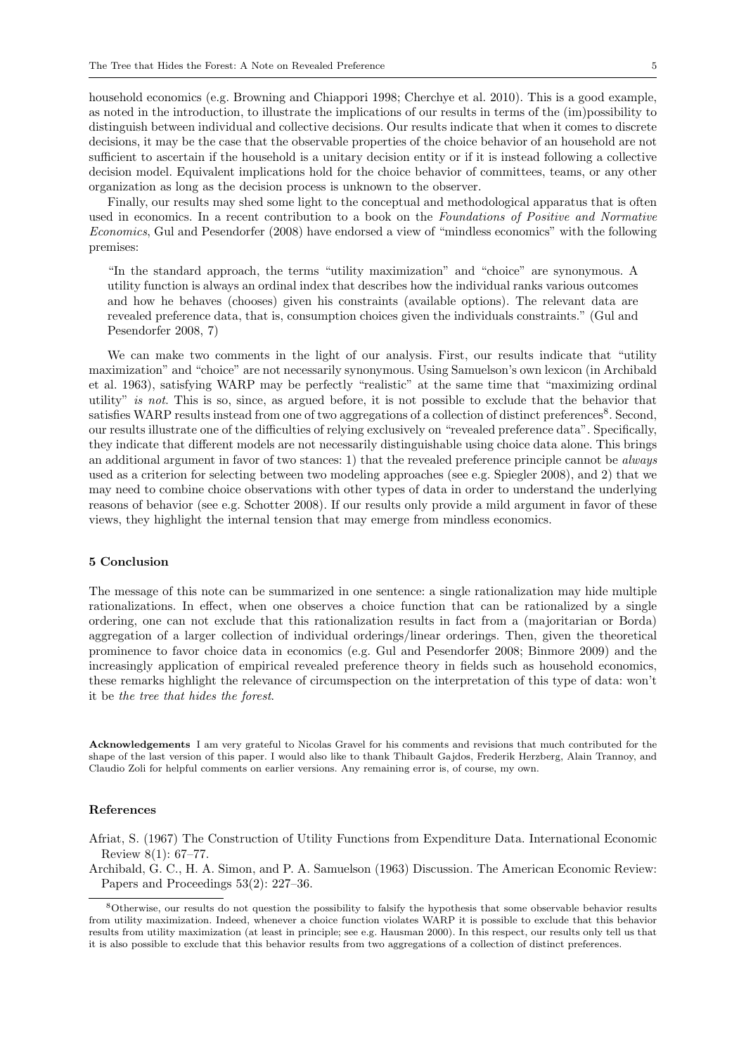household economics (e.g. Browning and Chiappori 1998; Cherchye et al. 2010). This is a good example, as noted in the introduction, to illustrate the implications of our results in terms of the (im)possibility to distinguish between individual and collective decisions. Our results indicate that when it comes to discrete decisions, it may be the case that the observable properties of the choice behavior of an household are not sufficient to ascertain if the household is a unitary decision entity or if it is instead following a collective decision model. Equivalent implications hold for the choice behavior of committees, teams, or any other organization as long as the decision process is unknown to the observer.

Finally, our results may shed some light to the conceptual and methodological apparatus that is often used in economics. In a recent contribution to a book on the *Foundations of Positive and Normative Economics*, Gul and Pesendorfer (2008) have endorsed a view of "mindless economics" with the following premises:

> "In the standard approach, the terms "utility maximization" and "choice" are synonymous. A utility function is always an ordinal index that describes how the individual ranks various outcomes and how he behaves (chooses) given his constraints (available options). The relevant data are revealed preference data, that is, consumption choices given the individuals constraints." (Gul and Pesendorfer 2008, 7)

We can make two comments in the light of our analysis. First, our results indicate that "utility maximization" and "choice" are not necessarily synonymous. Using Samuelson's own lexicon (in Archibald et al. 1963), satisfying WARP may be perfectly "realistic" at the same time that "maximizing ordinal utility" *is not*. This is so, since, as argued before, it is not possible to exclude that the behavior that satisfies WARP results instead from one of two aggregations of a collection of distinct preferences[8]. Second, our results illustrate one of the difficulties of relying exclusively on "revealed preference data". Specifically, they indicate that different models are not necessarily distinguishable using choice data alone. This brings an additional argument in favor of two stances: 1) that the revealed preference principle cannot be *always* used as a criterion for selecting between two modeling approaches (see e.g. Spiegler 2008), and 2) that we may need to combine choice observations with other types of data in order to understand the underlying reasons of behavior (see e.g. Schotter 2008). If our results only provide a mild argument in favor of these views, they highlight the internal tension that may emerge from mindless economics.

## 5 Conclusion

The message of this note can be summarized in one sentence: a single rationalization may hide multiple rationalizations. In effect, when one observes a choice function that can be rationalized by a single ordering, one can not exclude that this rationalization results in fact from a (majoritarian or Borda) aggregation of a larger collection of individual orderings/linear orderings. Then, given the theoretical prominence to favor choice data in economics (e.g. Gul and Pesendorfer 2008; Binmore 2009) and the increasingly application of empirical revealed preference theory in fields such as household economics, these remarks highlight the relevance of circumspection on the interpretation of this type of data: won't it be *the tree that hides the forest*.

**Acknowledgements** I am very grateful to Nicolas Gravel for his comments and revisions that much contributed for the shape of the last version of this paper. I would also like to thank Thibault Gajdos, Frederik Herzberg, Alain Trannoy, and Claudio Zoli for helpful comments on earlier versions. Any remaining error is, of course, my own.

## References

Afriat, S. (1967) The Construction of Utility Functions from Expenditure Data. International Economic Review 8(1): 67–77.

Archibald, G. C., H. A. Simon, and P. A. Samuelson (1963) Discussion. The American Economic Review: Papers and Proceedings 53(2): 227–36.

[8] Otherwise, our results do not question the possibility to falsify the hypothesis that some observable behavior results from utility maximization. Indeed, whenever a choice function violates WARP it is possible to exclude that this behavior results from utility maximization (at least in principle; see e.g. Hausman 2000). In this respect, our results only tell us that it is also possible to exclude that this behavior results from two aggregations of a collection of distinct preferences.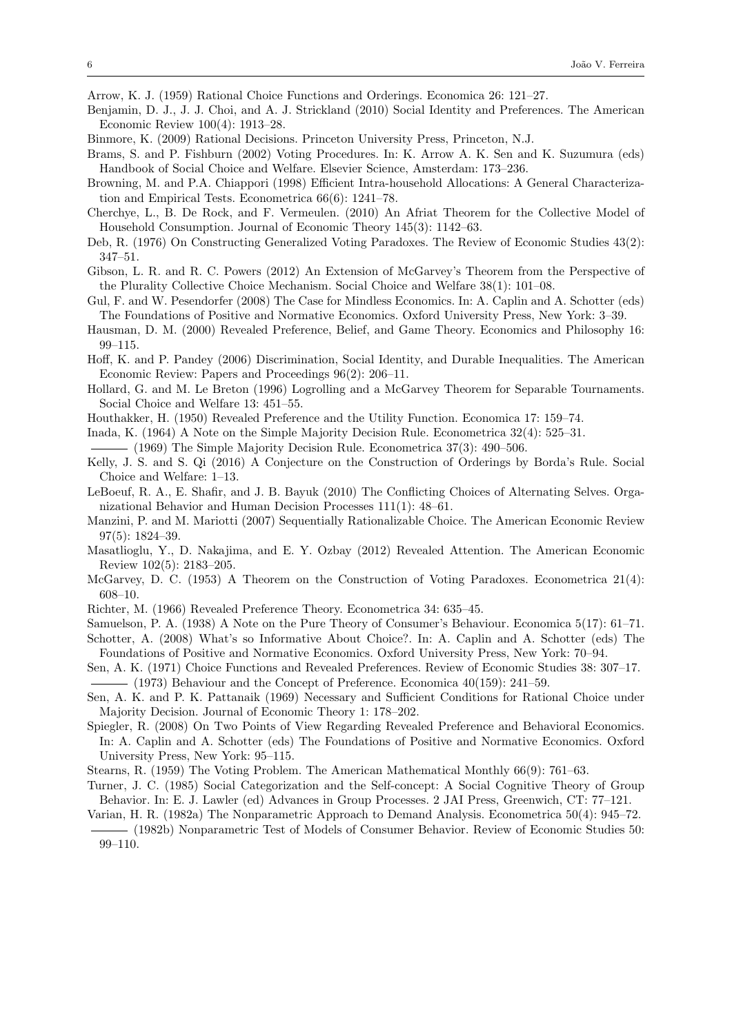Arrow, K. J. (1959) Rational Choice Functions and Orderings. Economica 26: 121–27.

Benjamin, D. J., J. J. Choi, and A. J. Strickland (2010) Social Identity and Preferences. The American Economic Review 100(4): 1913–28.

Binmore, K. (2009) Rational Decisions. Princeton University Press, Princeton, N.J.

Brams, S. and P. Fishburn (2002) Voting Procedures. In: K. Arrow A. K. Sen and K. Suzumura (eds) Handbook of Social Choice and Welfare. Elsevier Science, Amsterdam: 173–236.

Browning, M. and P.A. Chiappori (1998) Efficient Intra-household Allocations: A General Characterization and Empirical Tests. Econometrica 66(6): 1241–78.

Cherchye, L., B. De Rock, and F. Vermeulen. (2010) An Afriat Theorem for the Collective Model of Household Consumption. Journal of Economic Theory 145(3): 1142–63.

Deb, R. (1976) On Constructing Generalized Voting Paradoxes. The Review of Economic Studies 43(2): 347–51.

Gibson, L. R. and R. C. Powers (2012) An Extension of McGarvey's Theorem from the Perspective of the Plurality Collective Choice Mechanism. Social Choice and Welfare 38(1): 101–08.

Gul, F. and W. Pesendorfer (2008) The Case for Mindless Economics. In: A. Caplin and A. Schotter (eds) The Foundations of Positive and Normative Economics. Oxford University Press, New York: 3–39.

Hausman, D. M. (2000) Revealed Preference, Belief, and Game Theory. Economics and Philosophy 16: 99–115.

Hoff, K. and P. Pandey (2006) Discrimination, Social Identity, and Durable Inequalities. The American Economic Review: Papers and Proceedings 96(2): 206–11.

Hollard, G. and M. Le Breton (1996) Logrolling and a McGarvey Theorem for Separable Tournaments. Social Choice and Welfare 13: 451–55.

Houthakker, H. (1950) Revealed Preference and the Utility Function. Economica 17: 159–74.

Inada, K. (1964) A Note on the Simple Majority Decision Rule. Econometrica 32(4): 525–31.

——— (1969) The Simple Majority Decision Rule. Econometrica 37(3): 490–506.

Kelly, J. S. and S. Qi (2016) A Conjecture on the Construction of Orderings by Borda's Rule. Social Choice and Welfare: 1–13.

LeBoeuf, R. A., E. Shafir, and J. B. Bayuk (2010) The Conflicting Choices of Alternating Selves. Organizational Behavior and Human Decision Processes 111(1): 48–61.

Manzini, P. and M. Mariotti (2007) Sequentially Rationalizable Choice. The American Economic Review 97(5): 1824–39.

Masatlioglu, Y., D. Nakajima, and E. Y. Ozbay (2012) Revealed Attention. The American Economic Review 102(5): 2183–205.

McGarvey, D. C. (1953) A Theorem on the Construction of Voting Paradoxes. Econometrica 21(4): 608–10.

Richter, M. (1966) Revealed Preference Theory. Econometrica 34: 635–45.

Samuelson, P. A. (1938) A Note on the Pure Theory of Consumer's Behaviour. Economica 5(17): 61–71.

Schotter, A. (2008) What's so Informative About Choice?. In: A. Caplin and A. Schotter (eds) The Foundations of Positive and Normative Economics. Oxford University Press, New York: 70–94.

Sen, A. K. (1971) Choice Functions and Revealed Preferences. Review of Economic Studies 38: 307–17.

——— (1973) Behaviour and the Concept of Preference. Economica 40(159): 241–59.

Sen, A. K. and P. K. Pattanaik (1969) Necessary and Sufficient Conditions for Rational Choice under Majority Decision. Journal of Economic Theory 1: 178–202.

Spiegler, R. (2008) On Two Points of View Regarding Revealed Preference and Behavioral Economics. In: A. Caplin and A. Schotter (eds) The Foundations of Positive and Normative Economics. Oxford University Press, New York: 95–115.

Stearns, R. (1959) The Voting Problem. The American Mathematical Monthly 66(9): 761–63.

Turner, J. C. (1985) Social Categorization and the Self-concept: A Social Cognitive Theory of Group Behavior. In: E. J. Lawler (ed) Advances in Group Processes. 2 JAI Press, Greenwich, CT: 77–121.

Varian, H. R. (1982a) The Nonparametric Approach to Demand Analysis. Econometrica 50(4): 945–72.

——— (1982b) Nonparametric Test of Models of Consumer Behavior. Review of Economic Studies 50: 99–110.